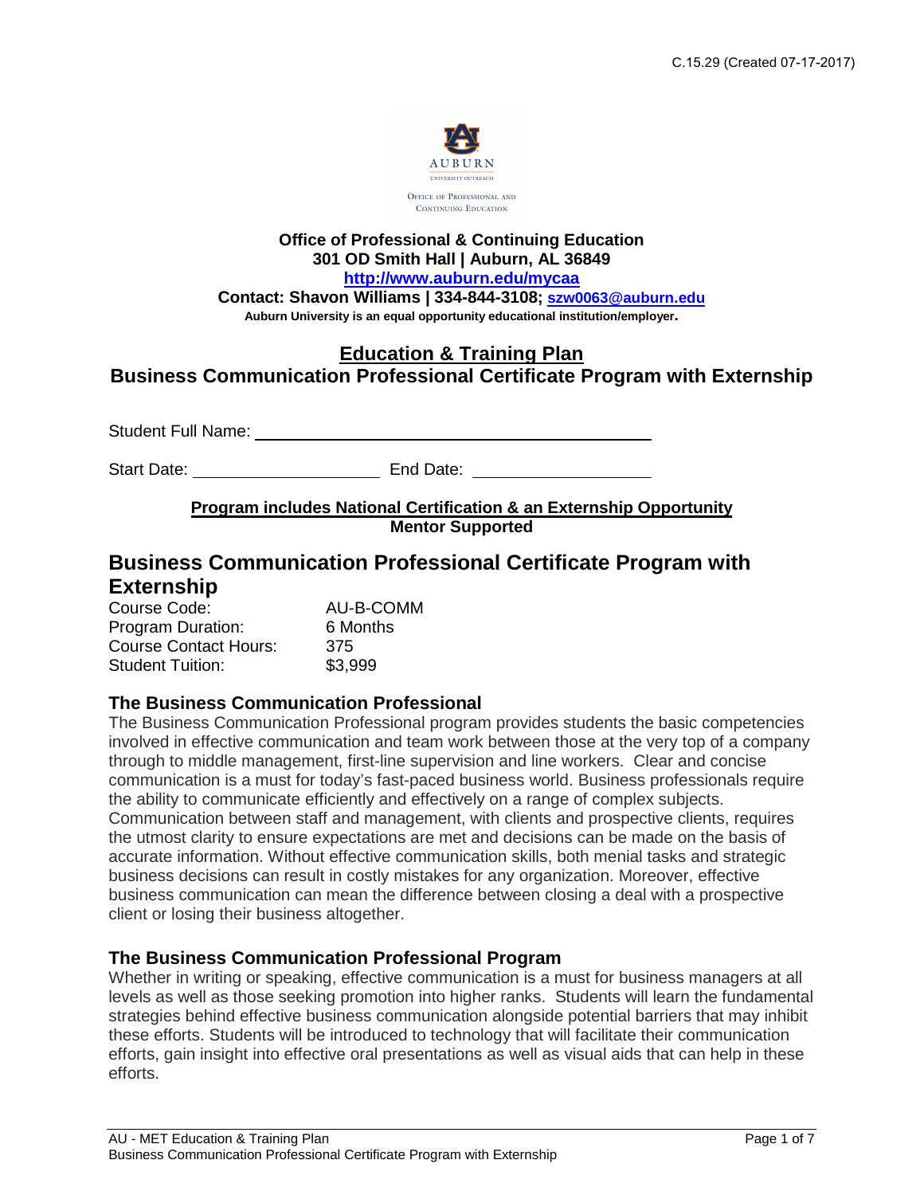C.15.29 (Created 07-17-2017)

AUBURN
UNIVERSITY OUTREACH
OFFICE OF PROFESSIONAL AND CONTINUING EDUCATION

**Office of Professional & Continuing Education**
**301 OD Smith Hall | Auburn, AL 36849**
**http://www.auburn.edu/mycaa**
**Contact: Shavon Williams | 334-844-3108; szw0063@auburn.edu**
**Auburn University is an equal opportunity educational institution/employer.**

# Education & Training Plan
# Business Communication Professional Certificate Program with Externship

Student Full Name: ______________________________

Start Date: ____________________ End Date: ____________________

**Program includes National Certification & an Externship Opportunity**
**Mentor Supported**

## Business Communication Professional Certificate Program with Externship

| | |
|---|---|
| Course Code: | AU-B-COMM |
| Program Duration: | 6 Months |
| Course Contact Hours: | 375 |
| Student Tuition: | $3,999 |

### The Business Communication Professional

The Business Communication Professional program provides students the basic competencies involved in effective communication and team work between those at the very top of a company through to middle management, first-line supervision and line workers. Clear and concise communication is a must for today's fast-paced business world. Business professionals require the ability to communicate efficiently and effectively on a range of complex subjects. Communication between staff and management, with clients and prospective clients, requires the utmost clarity to ensure expectations are met and decisions can be made on the basis of accurate information. Without effective communication skills, both menial tasks and strategic business decisions can result in costly mistakes for any organization. Moreover, effective business communication can mean the difference between closing a deal with a prospective client or losing their business altogether.

### The Business Communication Professional Program

Whether in writing or speaking, effective communication is a must for business managers at all levels as well as those seeking promotion into higher ranks. Students will learn the fundamental strategies behind effective business communication alongside potential barriers that may inhibit these efforts. Students will be introduced to technology that will facilitate their communication efforts, gain insight into effective oral presentations as well as visual aids that can help in these efforts.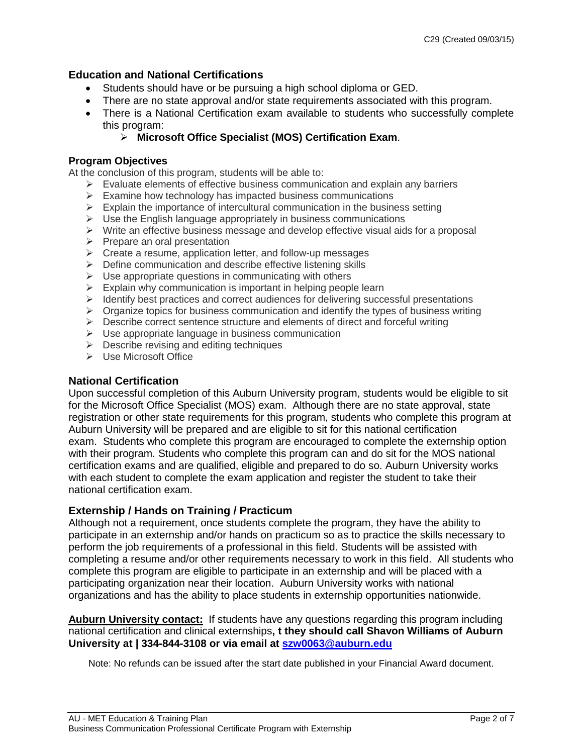## Education and National Certifications

- Students should have or be pursuing a high school diploma or GED.
- There are no state approval and/or state requirements associated with this program.
- There is a National Certification exam available to students who successfully complete this program:
  - **Microsoft Office Specialist (MOS) Certification Exam**.

## Program Objectives

At the conclusion of this program, students will be able to:

- Evaluate elements of effective business communication and explain any barriers
- Examine how technology has impacted business communications
- Explain the importance of intercultural communication in the business setting
- Use the English language appropriately in business communications
- Write an effective business message and develop effective visual aids for a proposal
- Prepare an oral presentation
- Create a resume, application letter, and follow-up messages
- Define communication and describe effective listening skills
- Use appropriate questions in communicating with others
- Explain why communication is important in helping people learn
- Identify best practices and correct audiences for delivering successful presentations
- Organize topics for business communication and identify the types of business writing
- Describe correct sentence structure and elements of direct and forceful writing
- Use appropriate language in business communication
- Describe revising and editing techniques
- Use Microsoft Office

## National Certification

Upon successful completion of this Auburn University program, students would be eligible to sit for the Microsoft Office Specialist (MOS) exam. Although there are no state approval, state registration or other state requirements for this program, students who complete this program at Auburn University will be prepared and are eligible to sit for this national certification exam. Students who complete this program are encouraged to complete the externship option with their program. Students who complete this program can and do sit for the MOS national certification exams and are qualified, eligible and prepared to do so. Auburn University works with each student to complete the exam application and register the student to take their national certification exam.

## Externship / Hands on Training / Practicum

Although not a requirement, once students complete the program, they have the ability to participate in an externship and/or hands on practicum so as to practice the skills necessary to perform the job requirements of a professional in this field. Students will be assisted with completing a resume and/or other requirements necessary to work in this field. All students who complete this program are eligible to participate in an externship and will be placed with a participating organization near their location. Auburn University works with national organizations and has the ability to place students in externship opportunities nationwide.

**Auburn University contact:** If students have any questions regarding this program including national certification and clinical externships**, t they should call Shavon Williams of Auburn University at | 334-844-3108 or via email at [szw0063@auburn.edu](mailto:szw0063@auburn.edu)**

Note: No refunds can be issued after the start date published in your Financial Award document.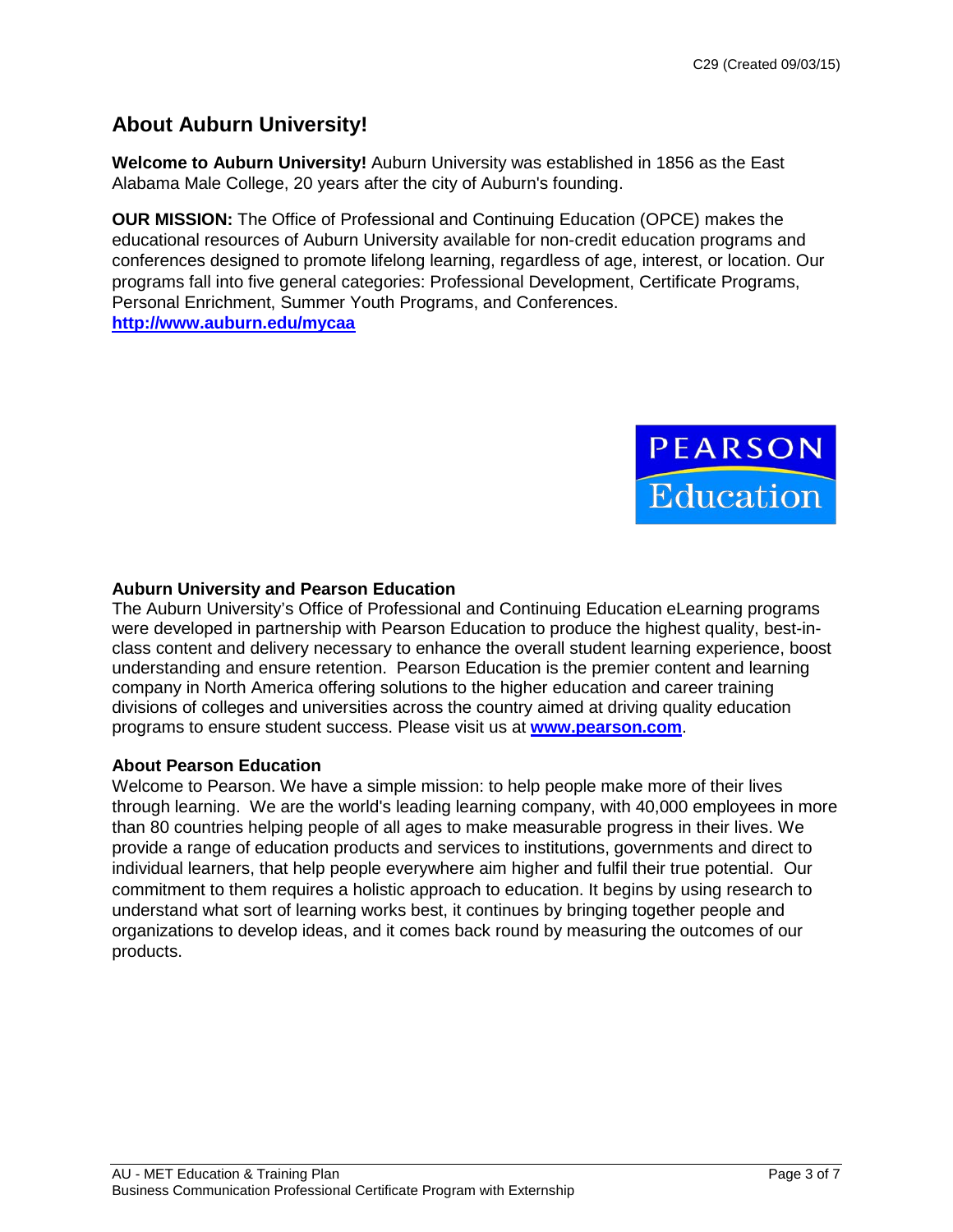## About Auburn University!

**Welcome to Auburn University!** Auburn University was established in 1856 as the East Alabama Male College, 20 years after the city of Auburn's founding.

**OUR MISSION:** The Office of Professional and Continuing Education (OPCE) makes the educational resources of Auburn University available for non-credit education programs and conferences designed to promote lifelong learning, regardless of age, interest, or location. Our programs fall into five general categories: Professional Development, Certificate Programs, Personal Enrichment, Summer Youth Programs, and Conferences. **http://www.auburn.edu/mycaa**

### Auburn University and Pearson Education

The Auburn University's Office of Professional and Continuing Education eLearning programs were developed in partnership with Pearson Education to produce the highest quality, best-in-class content and delivery necessary to enhance the overall student learning experience, boost understanding and ensure retention. Pearson Education is the premier content and learning company in North America offering solutions to the higher education and career training divisions of colleges and universities across the country aimed at driving quality education programs to ensure student success. Please visit us at **www.pearson.com**.

### About Pearson Education

Welcome to Pearson. We have a simple mission: to help people make more of their lives through learning. We are the world's leading learning company, with 40,000 employees in more than 80 countries helping people of all ages to make measurable progress in their lives. We provide a range of education products and services to institutions, governments and direct to individual learners, that help people everywhere aim higher and fulfil their true potential. Our commitment to them requires a holistic approach to education. It begins by using research to understand what sort of learning works best, it continues by bringing together people and organizations to develop ideas, and it comes back round by measuring the outcomes of our products.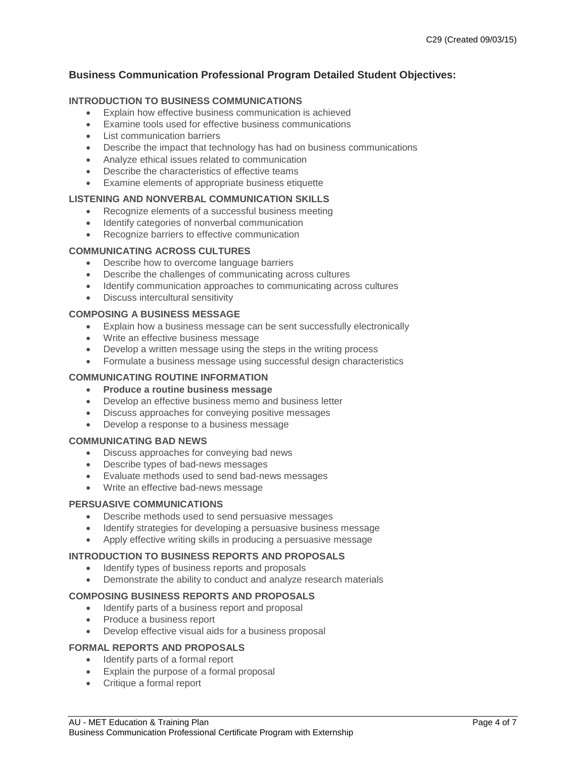## Business Communication Professional Program Detailed Student Objectives:

### INTRODUCTION TO BUSINESS COMMUNICATIONS

- Explain how effective business communication is achieved
- Examine tools used for effective business communications
- List communication barriers
- Describe the impact that technology has had on business communications
- Analyze ethical issues related to communication
- Describe the characteristics of effective teams
- Examine elements of appropriate business etiquette

### LISTENING AND NONVERBAL COMMUNICATION SKILLS

- Recognize elements of a successful business meeting
- Identify categories of nonverbal communication
- Recognize barriers to effective communication

### COMMUNICATING ACROSS CULTURES

- Describe how to overcome language barriers
- Describe the challenges of communicating across cultures
- Identify communication approaches to communicating across cultures
- Discuss intercultural sensitivity

### COMPOSING A BUSINESS MESSAGE

- Explain how a business message can be sent successfully electronically
- Write an effective business message
- Develop a written message using the steps in the writing process
- Formulate a business message using successful design characteristics

### COMMUNICATING ROUTINE INFORMATION

- **Produce a routine business message**
- Develop an effective business memo and business letter
- Discuss approaches for conveying positive messages
- Develop a response to a business message

### COMMUNICATING BAD NEWS

- Discuss approaches for conveying bad news
- Describe types of bad-news messages
- Evaluate methods used to send bad-news messages
- Write an effective bad-news message

### PERSUASIVE COMMUNICATIONS

- Describe methods used to send persuasive messages
- Identify strategies for developing a persuasive business message
- Apply effective writing skills in producing a persuasive message

### INTRODUCTION TO BUSINESS REPORTS AND PROPOSALS

- Identify types of business reports and proposals
- Demonstrate the ability to conduct and analyze research materials

### COMPOSING BUSINESS REPORTS AND PROPOSALS

- Identify parts of a business report and proposal
- Produce a business report
- Develop effective visual aids for a business proposal

### FORMAL REPORTS AND PROPOSALS

- Identify parts of a formal report
- Explain the purpose of a formal proposal
- Critique a formal report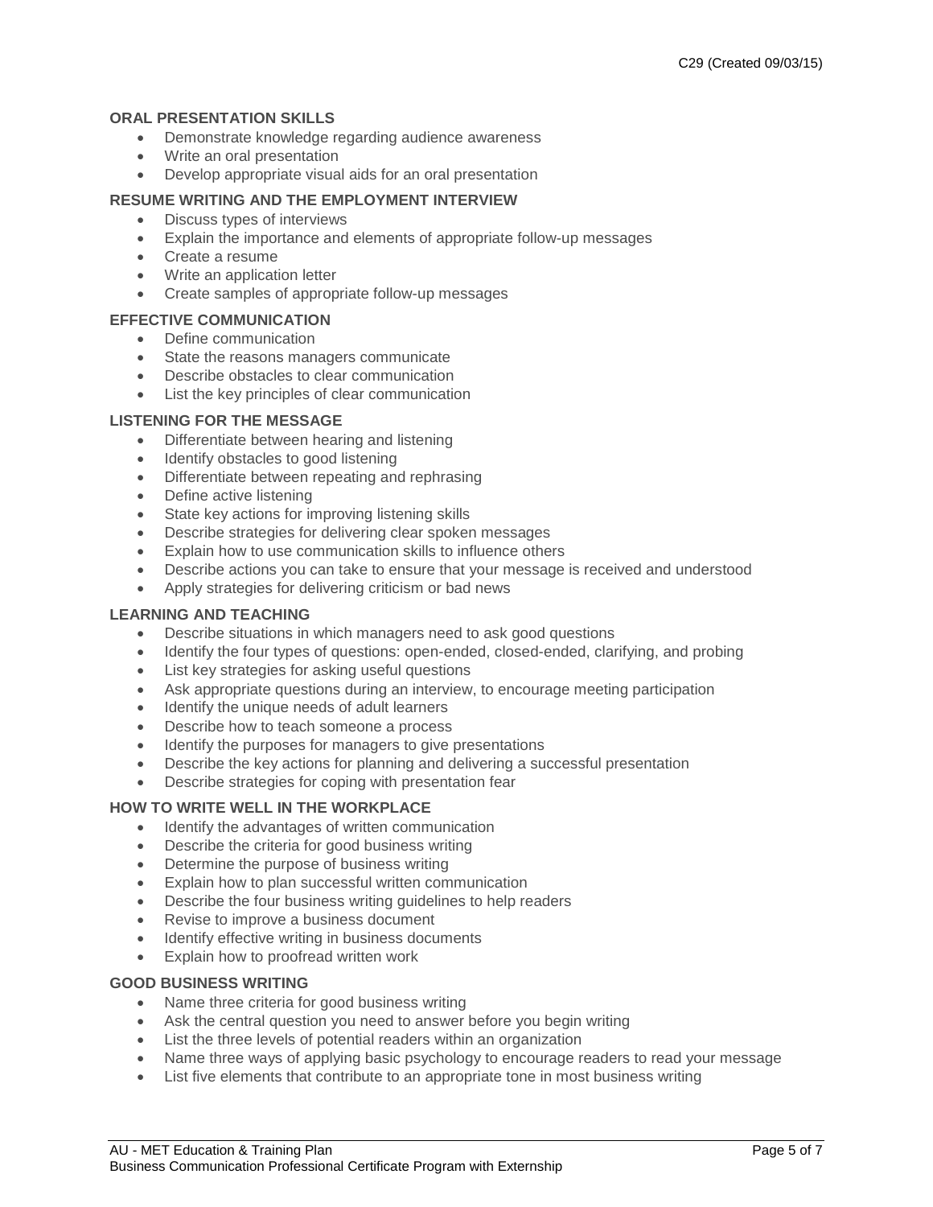### ORAL PRESENTATION SKILLS

- Demonstrate knowledge regarding audience awareness
- Write an oral presentation
- Develop appropriate visual aids for an oral presentation

### RESUME WRITING AND THE EMPLOYMENT INTERVIEW

- Discuss types of interviews
- Explain the importance and elements of appropriate follow-up messages
- Create a resume
- Write an application letter
- Create samples of appropriate follow-up messages

### EFFECTIVE COMMUNICATION

- Define communication
- State the reasons managers communicate
- Describe obstacles to clear communication
- List the key principles of clear communication

### LISTENING FOR THE MESSAGE

- Differentiate between hearing and listening
- Identify obstacles to good listening
- Differentiate between repeating and rephrasing
- Define active listening
- State key actions for improving listening skills
- Describe strategies for delivering clear spoken messages
- Explain how to use communication skills to influence others
- Describe actions you can take to ensure that your message is received and understood
- Apply strategies for delivering criticism or bad news

### LEARNING AND TEACHING

- Describe situations in which managers need to ask good questions
- Identify the four types of questions: open-ended, closed-ended, clarifying, and probing
- List key strategies for asking useful questions
- Ask appropriate questions during an interview, to encourage meeting participation
- Identify the unique needs of adult learners
- Describe how to teach someone a process
- Identify the purposes for managers to give presentations
- Describe the key actions for planning and delivering a successful presentation
- Describe strategies for coping with presentation fear

### HOW TO WRITE WELL IN THE WORKPLACE

- Identify the advantages of written communication
- Describe the criteria for good business writing
- Determine the purpose of business writing
- Explain how to plan successful written communication
- Describe the four business writing guidelines to help readers
- Revise to improve a business document
- Identify effective writing in business documents
- Explain how to proofread written work

### GOOD BUSINESS WRITING

- Name three criteria for good business writing
- Ask the central question you need to answer before you begin writing
- List the three levels of potential readers within an organization
- Name three ways of applying basic psychology to encourage readers to read your message
- List five elements that contribute to an appropriate tone in most business writing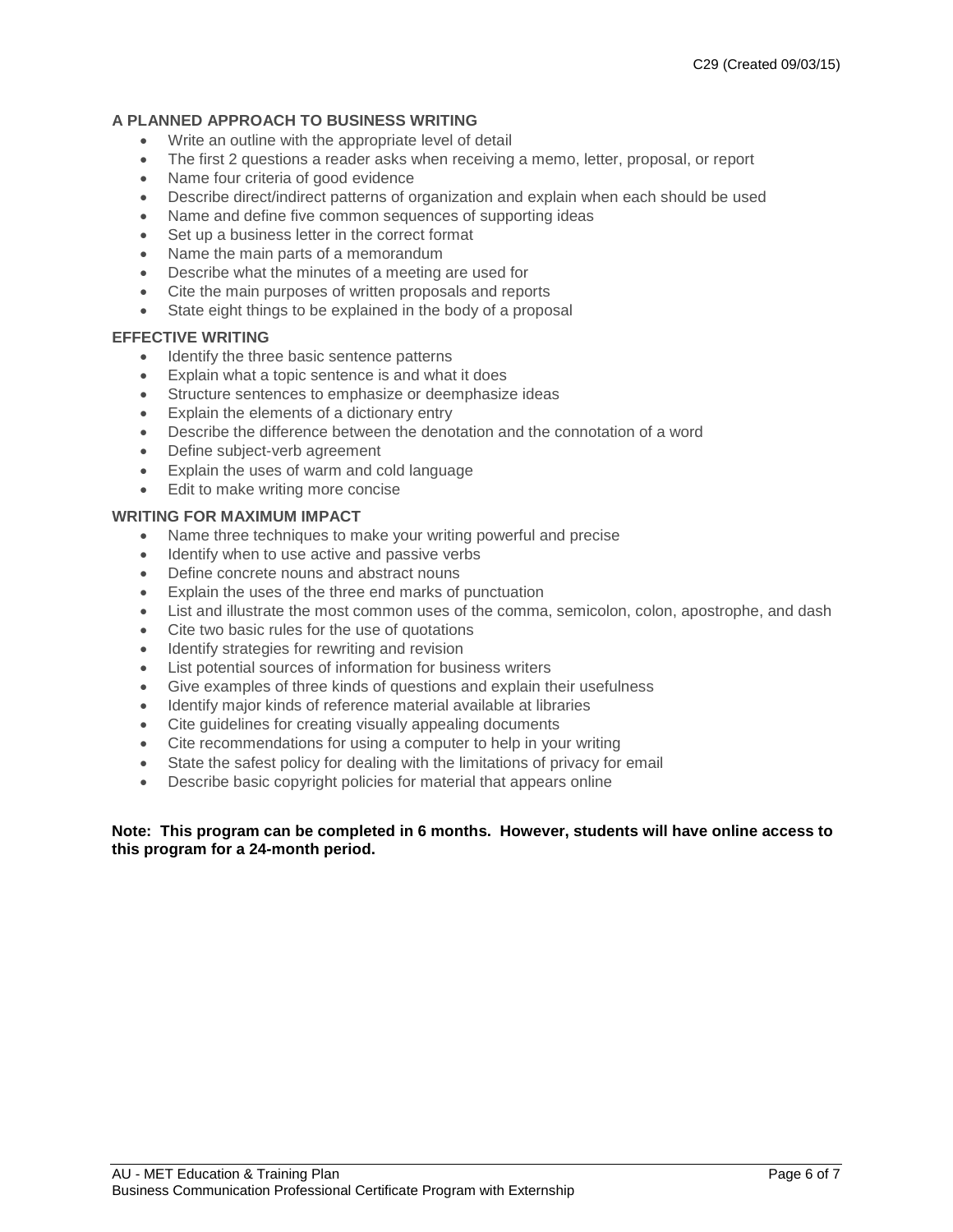### A PLANNED APPROACH TO BUSINESS WRITING

- Write an outline with the appropriate level of detail
- The first 2 questions a reader asks when receiving a memo, letter, proposal, or report
- Name four criteria of good evidence
- Describe direct/indirect patterns of organization and explain when each should be used
- Name and define five common sequences of supporting ideas
- Set up a business letter in the correct format
- Name the main parts of a memorandum
- Describe what the minutes of a meeting are used for
- Cite the main purposes of written proposals and reports
- State eight things to be explained in the body of a proposal

### EFFECTIVE WRITING

- Identify the three basic sentence patterns
- Explain what a topic sentence is and what it does
- Structure sentences to emphasize or deemphasize ideas
- Explain the elements of a dictionary entry
- Describe the difference between the denotation and the connotation of a word
- Define subject-verb agreement
- Explain the uses of warm and cold language
- Edit to make writing more concise

### WRITING FOR MAXIMUM IMPACT

- Name three techniques to make your writing powerful and precise
- Identify when to use active and passive verbs
- Define concrete nouns and abstract nouns
- Explain the uses of the three end marks of punctuation
- List and illustrate the most common uses of the comma, semicolon, colon, apostrophe, and dash
- Cite two basic rules for the use of quotations
- Identify strategies for rewriting and revision
- List potential sources of information for business writers
- Give examples of three kinds of questions and explain their usefulness
- Identify major kinds of reference material available at libraries
- Cite guidelines for creating visually appealing documents
- Cite recommendations for using a computer to help in your writing
- State the safest policy for dealing with the limitations of privacy for email
- Describe basic copyright policies for material that appears online

**Note: This program can be completed in 6 months. However, students will have online access to this program for a 24-month period.**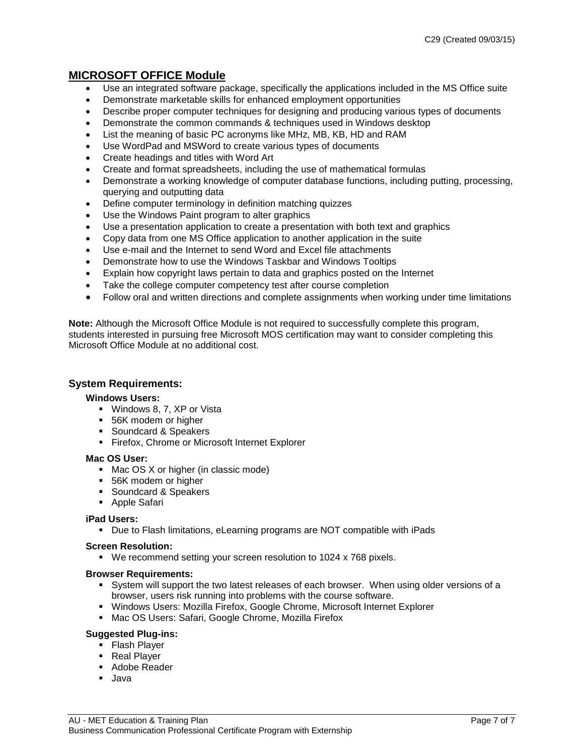## MICROSOFT OFFICE Module

- Use an integrated software package, specifically the applications included in the MS Office suite
- Demonstrate marketable skills for enhanced employment opportunities
- Describe proper computer techniques for designing and producing various types of documents
- Demonstrate the common commands & techniques used in Windows desktop
- List the meaning of basic PC acronyms like MHz, MB, KB, HD and RAM
- Use WordPad and MSWord to create various types of documents
- Create headings and titles with Word Art
- Create and format spreadsheets, including the use of mathematical formulas
- Demonstrate a working knowledge of computer database functions, including putting, processing, querying and outputting data
- Define computer terminology in definition matching quizzes
- Use the Windows Paint program to alter graphics
- Use a presentation application to create a presentation with both text and graphics
- Copy data from one MS Office application to another application in the suite
- Use e-mail and the Internet to send Word and Excel file attachments
- Demonstrate how to use the Windows Taskbar and Windows Tooltips
- Explain how copyright laws pertain to data and graphics posted on the Internet
- Take the college computer competency test after course completion
- Follow oral and written directions and complete assignments when working under time limitations

**Note:** Although the Microsoft Office Module is not required to successfully complete this program, students interested in pursuing free Microsoft MOS certification may want to consider completing this Microsoft Office Module at no additional cost.

### System Requirements:

**Windows Users:**

- Windows 8, 7, XP or Vista
- 56K modem or higher
- Soundcard & Speakers
- Firefox, Chrome or Microsoft Internet Explorer

**Mac OS User:**

- Mac OS X or higher (in classic mode)
- 56K modem or higher
- Soundcard & Speakers
- Apple Safari

**iPad Users:**

- Due to Flash limitations, eLearning programs are NOT compatible with iPads

**Screen Resolution:**

- We recommend setting your screen resolution to 1024 x 768 pixels.

**Browser Requirements:**

- System will support the two latest releases of each browser. When using older versions of a browser, users risk running into problems with the course software.
- Windows Users: Mozilla Firefox, Google Chrome, Microsoft Internet Explorer
- Mac OS Users: Safari, Google Chrome, Mozilla Firefox

**Suggested Plug-ins:**

- Flash Player
- Real Player
- Adobe Reader
- Java